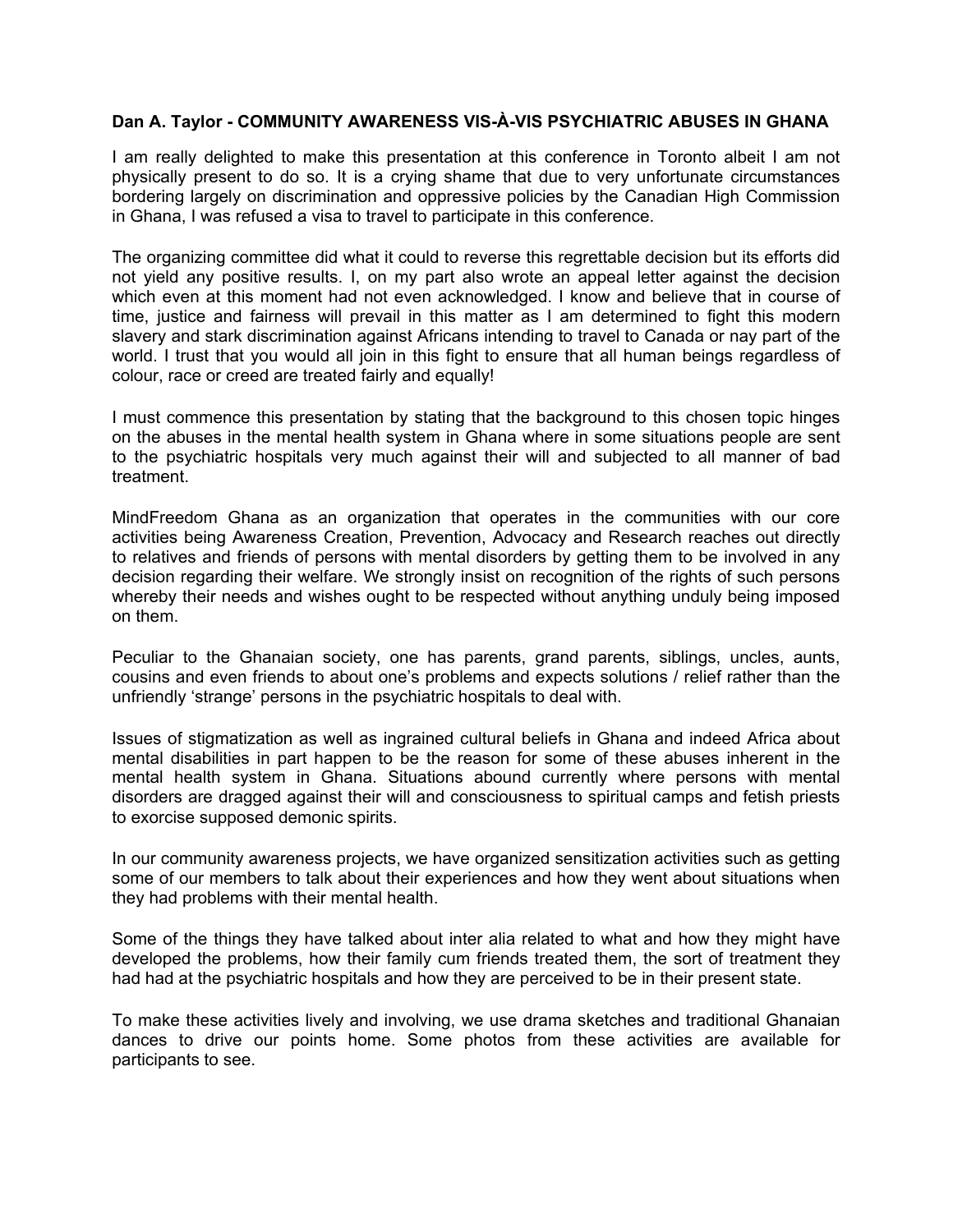**Dan A. Taylor - COMMUNITY AWARENESS VIS-À-VIS PSYCHIATRIC ABUSES IN GHANA**

I am really delighted to make this presentation at this conference in Toronto albeit I am not physically present to do so. It is a crying shame that due to very unfortunate circumstances bordering largely on discrimination and oppressive policies by the Canadian High Commission in Ghana, I was refused a visa to travel to participate in this conference.

The organizing committee did what it could to reverse this regrettable decision but its efforts did not yield any positive results. I, on my part also wrote an appeal letter against the decision which even at this moment had not even acknowledged. I know and believe that in course of time, justice and fairness will prevail in this matter as I am determined to fight this modern slavery and stark discrimination against Africans intending to travel to Canada or nay part of the world. I trust that you would all join in this fight to ensure that all human beings regardless of colour, race or creed are treated fairly and equally!

I must commence this presentation by stating that the background to this chosen topic hinges on the abuses in the mental health system in Ghana where in some situations people are sent to the psychiatric hospitals very much against their will and subjected to all manner of bad treatment.

MindFreedom Ghana as an organization that operates in the communities with our core activities being Awareness Creation, Prevention, Advocacy and Research reaches out directly to relatives and friends of persons with mental disorders by getting them to be involved in any decision regarding their welfare. We strongly insist on recognition of the rights of such persons whereby their needs and wishes ought to be respected without anything unduly being imposed on them.

Peculiar to the Ghanaian society, one has parents, grand parents, siblings, uncles, aunts, cousins and even friends to about one's problems and expects solutions / relief rather than the unfriendly 'strange' persons in the psychiatric hospitals to deal with.

Issues of stigmatization as well as ingrained cultural beliefs in Ghana and indeed Africa about mental disabilities in part happen to be the reason for some of these abuses inherent in the mental health system in Ghana. Situations abound currently where persons with mental disorders are dragged against their will and consciousness to spiritual camps and fetish priests to exorcise supposed demonic spirits.

In our community awareness projects, we have organized sensitization activities such as getting some of our members to talk about their experiences and how they went about situations when they had problems with their mental health.

Some of the things they have talked about inter alia related to what and how they might have developed the problems, how their family cum friends treated them, the sort of treatment they had had at the psychiatric hospitals and how they are perceived to be in their present state.

To make these activities lively and involving, we use drama sketches and traditional Ghanaian dances to drive our points home. Some photos from these activities are available for participants to see.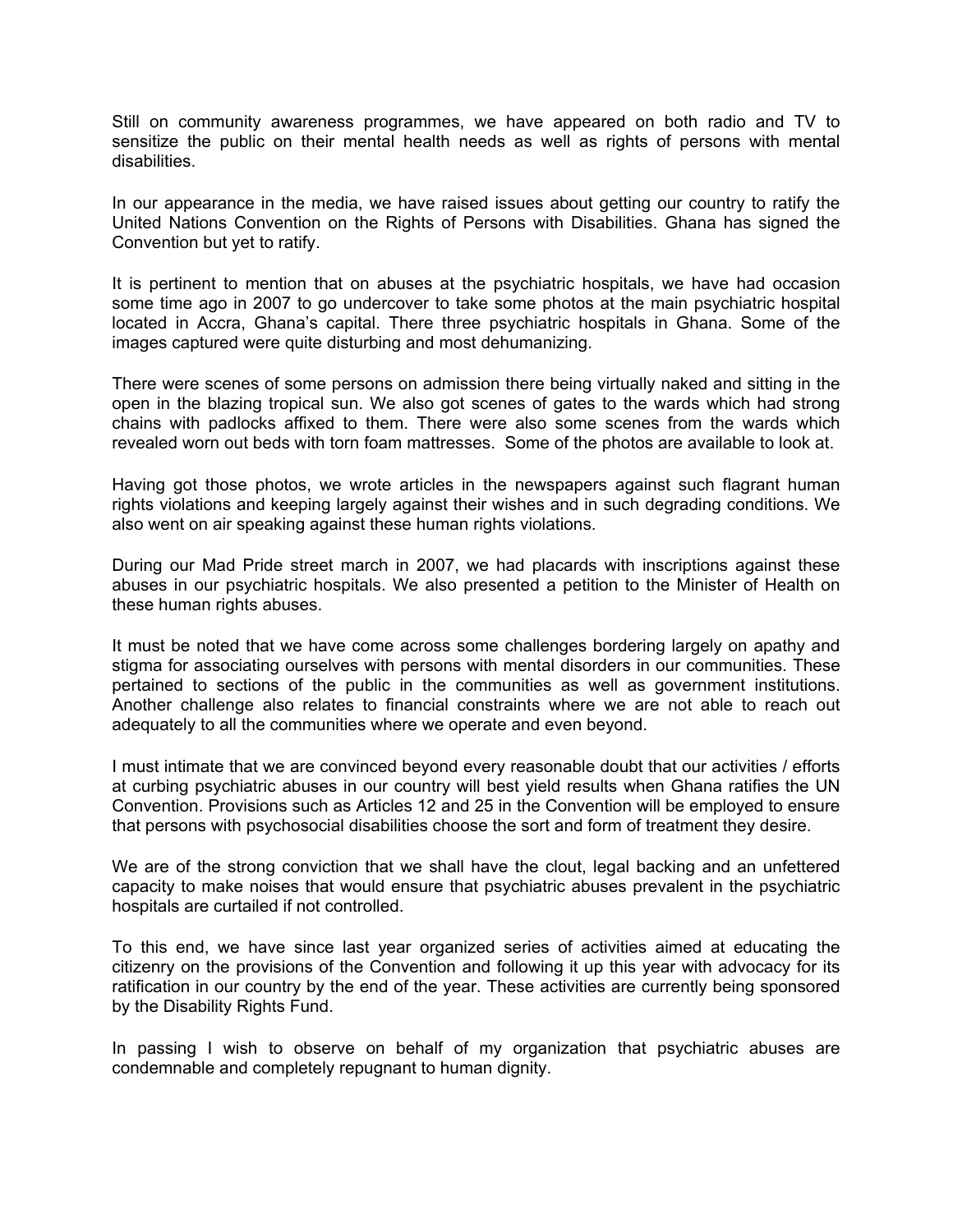Still on community awareness programmes, we have appeared on both radio and TV to sensitize the public on their mental health needs as well as rights of persons with mental disabilities.

In our appearance in the media, we have raised issues about getting our country to ratify the United Nations Convention on the Rights of Persons with Disabilities. Ghana has signed the Convention but yet to ratify.

It is pertinent to mention that on abuses at the psychiatric hospitals, we have had occasion some time ago in 2007 to go undercover to take some photos at the main psychiatric hospital located in Accra, Ghana's capital. There three psychiatric hospitals in Ghana. Some of the images captured were quite disturbing and most dehumanizing.

There were scenes of some persons on admission there being virtually naked and sitting in the open in the blazing tropical sun. We also got scenes of gates to the wards which had strong chains with padlocks affixed to them. There were also some scenes from the wards which revealed worn out beds with torn foam mattresses. Some of the photos are available to look at.

Having got those photos, we wrote articles in the newspapers against such flagrant human rights violations and keeping largely against their wishes and in such degrading conditions. We also went on air speaking against these human rights violations.

During our Mad Pride street march in 2007, we had placards with inscriptions against these abuses in our psychiatric hospitals. We also presented a petition to the Minister of Health on these human rights abuses.

It must be noted that we have come across some challenges bordering largely on apathy and stigma for associating ourselves with persons with mental disorders in our communities. These pertained to sections of the public in the communities as well as government institutions. Another challenge also relates to financial constraints where we are not able to reach out adequately to all the communities where we operate and even beyond.

I must intimate that we are convinced beyond every reasonable doubt that our activities / efforts at curbing psychiatric abuses in our country will best yield results when Ghana ratifies the UN Convention. Provisions such as Articles 12 and 25 in the Convention will be employed to ensure that persons with psychosocial disabilities choose the sort and form of treatment they desire.

We are of the strong conviction that we shall have the clout, legal backing and an unfettered capacity to make noises that would ensure that psychiatric abuses prevalent in the psychiatric hospitals are curtailed if not controlled.

To this end, we have since last year organized series of activities aimed at educating the citizenry on the provisions of the Convention and following it up this year with advocacy for its ratification in our country by the end of the year. These activities are currently being sponsored by the Disability Rights Fund.

In passing I wish to observe on behalf of my organization that psychiatric abuses are condemnable and completely repugnant to human dignity.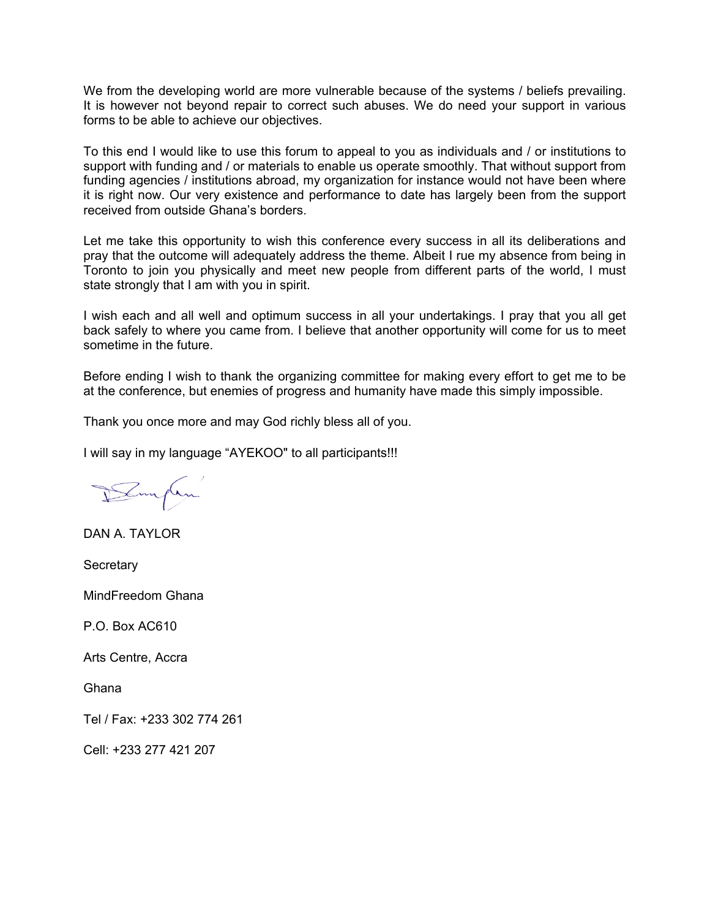We from the developing world are more vulnerable because of the systems / beliefs prevailing. It is however not beyond repair to correct such abuses. We do need your support in various forms to be able to achieve our objectives.

To this end I would like to use this forum to appeal to you as individuals and / or institutions to support with funding and / or materials to enable us operate smoothly. That without support from funding agencies / institutions abroad, my organization for instance would not have been where it is right now. Our very existence and performance to date has largely been from the support received from outside Ghana's borders.

Let me take this opportunity to wish this conference every success in all its deliberations and pray that the outcome will adequately address the theme. Albeit I rue my absence from being in Toronto to join you physically and meet new people from different parts of the world, I must state strongly that I am with you in spirit.

I wish each and all well and optimum success in all your undertakings. I pray that you all get back safely to where you came from. I believe that another opportunity will come for us to meet sometime in the future.

Before ending I wish to thank the organizing committee for making every effort to get me to be at the conference, but enemies of progress and humanity have made this simply impossible.

Thank you once more and may God richly bless all of you.

I will say in my language "AYEKOO" to all participants!!!

DAN A. TAYLOR

Secretary

MindFreedom Ghana

P.O. Box AC610

Arts Centre, Accra

Ghana

Tel / Fax: +233 302 774 261

Cell: +233 277 421 207